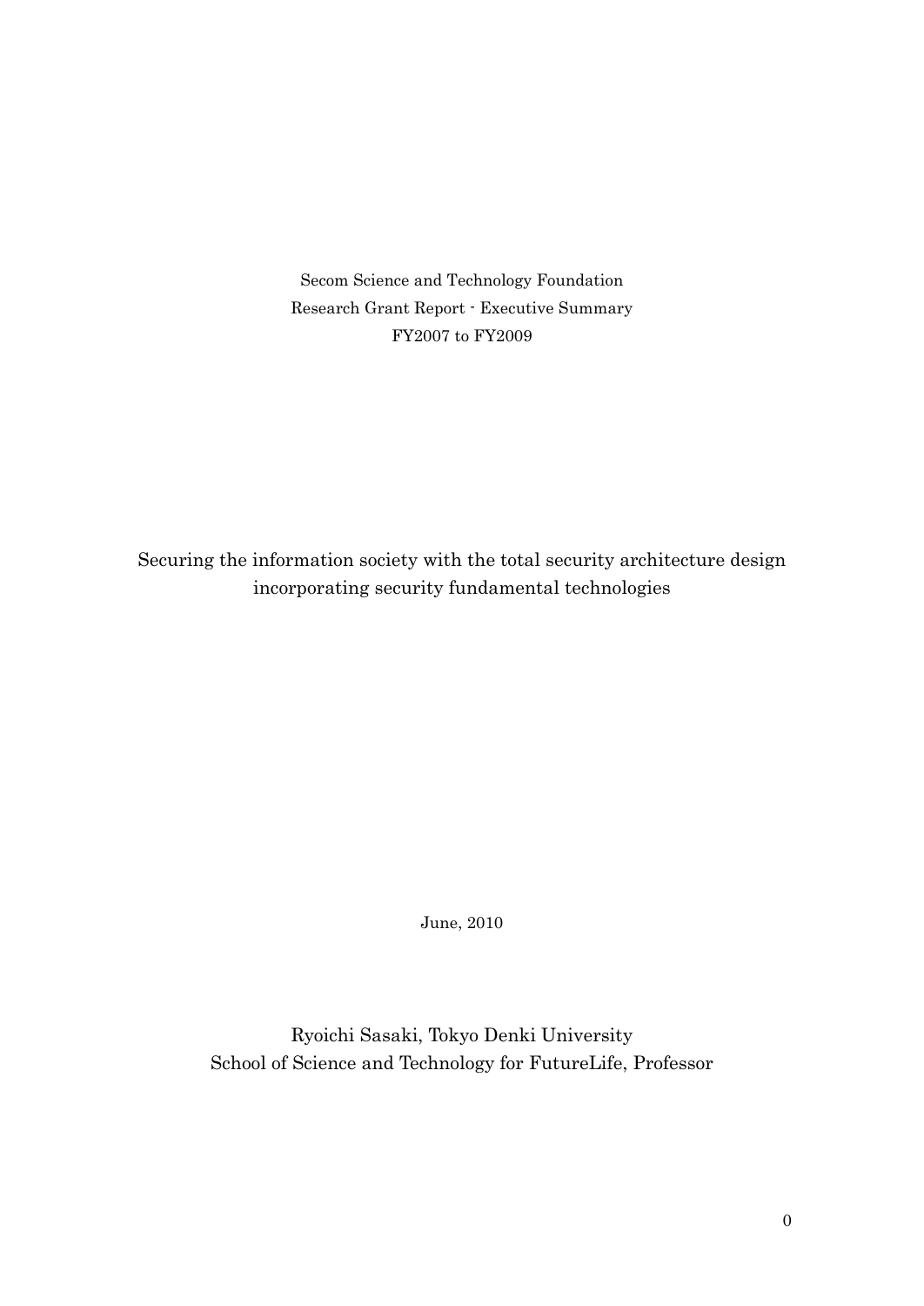Secom Science and Technology Foundation
Research Grant Report - Executive Summary
FY2007 to FY2009

# Securing the information society with the total security architecture design incorporating security fundamental technologies

June, 2010

Ryoichi Sasaki, Tokyo Denki University
School of Science and Technology for FutureLife, Professor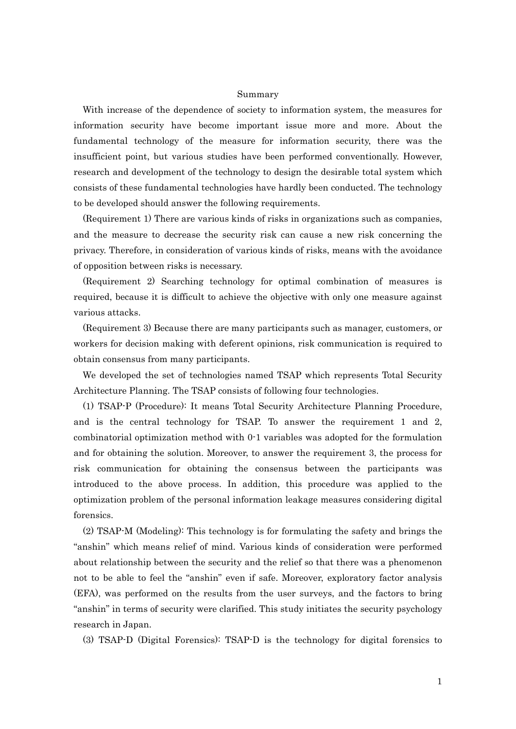# Summary

With increase of the dependence of society to information system, the measures for information security have become important issue more and more. About the fundamental technology of the measure for information security, there was the insufficient point, but various studies have been performed conventionally. However, research and development of the technology to design the desirable total system which consists of these fundamental technologies have hardly been conducted. The technology to be developed should answer the following requirements.

(Requirement 1) There are various kinds of risks in organizations such as companies, and the measure to decrease the security risk can cause a new risk concerning the privacy. Therefore, in consideration of various kinds of risks, means with the avoidance of opposition between risks is necessary.

(Requirement 2) Searching technology for optimal combination of measures is required, because it is difficult to achieve the objective with only one measure against various attacks.

(Requirement 3) Because there are many participants such as manager, customers, or workers for decision making with deferent opinions, risk communication is required to obtain consensus from many participants.

We developed the set of technologies named TSAP which represents Total Security Architecture Planning. The TSAP consists of following four technologies.

(1) TSAP-P (Procedure): It means Total Security Architecture Planning Procedure, and is the central technology for TSAP. To answer the requirement 1 and 2, combinatorial optimization method with 0-1 variables was adopted for the formulation and for obtaining the solution. Moreover, to answer the requirement 3, the process for risk communication for obtaining the consensus between the participants was introduced to the above process. In addition, this procedure was applied to the optimization problem of the personal information leakage measures considering digital forensics.

(2) TSAP-M (Modeling): This technology is for formulating the safety and brings the "anshin" which means relief of mind. Various kinds of consideration were performed about relationship between the security and the relief so that there was a phenomenon not to be able to feel the "anshin" even if safe. Moreover, exploratory factor analysis (EFA), was performed on the results from the user surveys, and the factors to bring "anshin" in terms of security were clarified. This study initiates the security psychology research in Japan.

(3) TSAP-D (Digital Forensics): TSAP-D is the technology for digital forensics to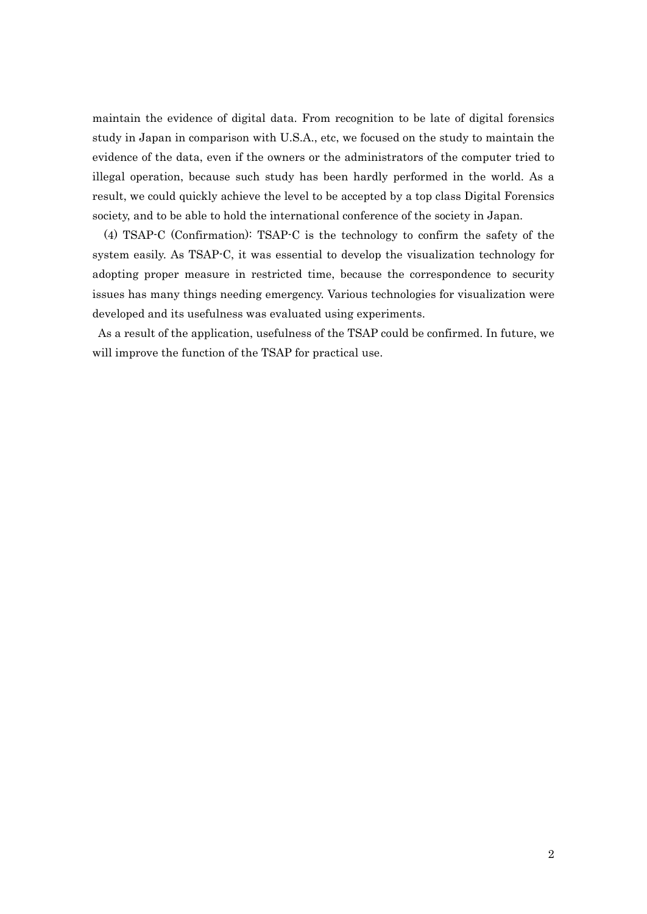maintain the evidence of digital data. From recognition to be late of digital forensics study in Japan in comparison with U.S.A., etc, we focused on the study to maintain the evidence of the data, even if the owners or the administrators of the computer tried to illegal operation, because such study has been hardly performed in the world. As a result, we could quickly achieve the level to be accepted by a top class Digital Forensics society, and to be able to hold the international conference of the society in Japan.

(4) TSAP-C (Confirmation): TSAP-C is the technology to confirm the safety of the system easily. As TSAP-C, it was essential to develop the visualization technology for adopting proper measure in restricted time, because the correspondence to security issues has many things needing emergency. Various technologies for visualization were developed and its usefulness was evaluated using experiments.

As a result of the application, usefulness of the TSAP could be confirmed. In future, we will improve the function of the TSAP for practical use.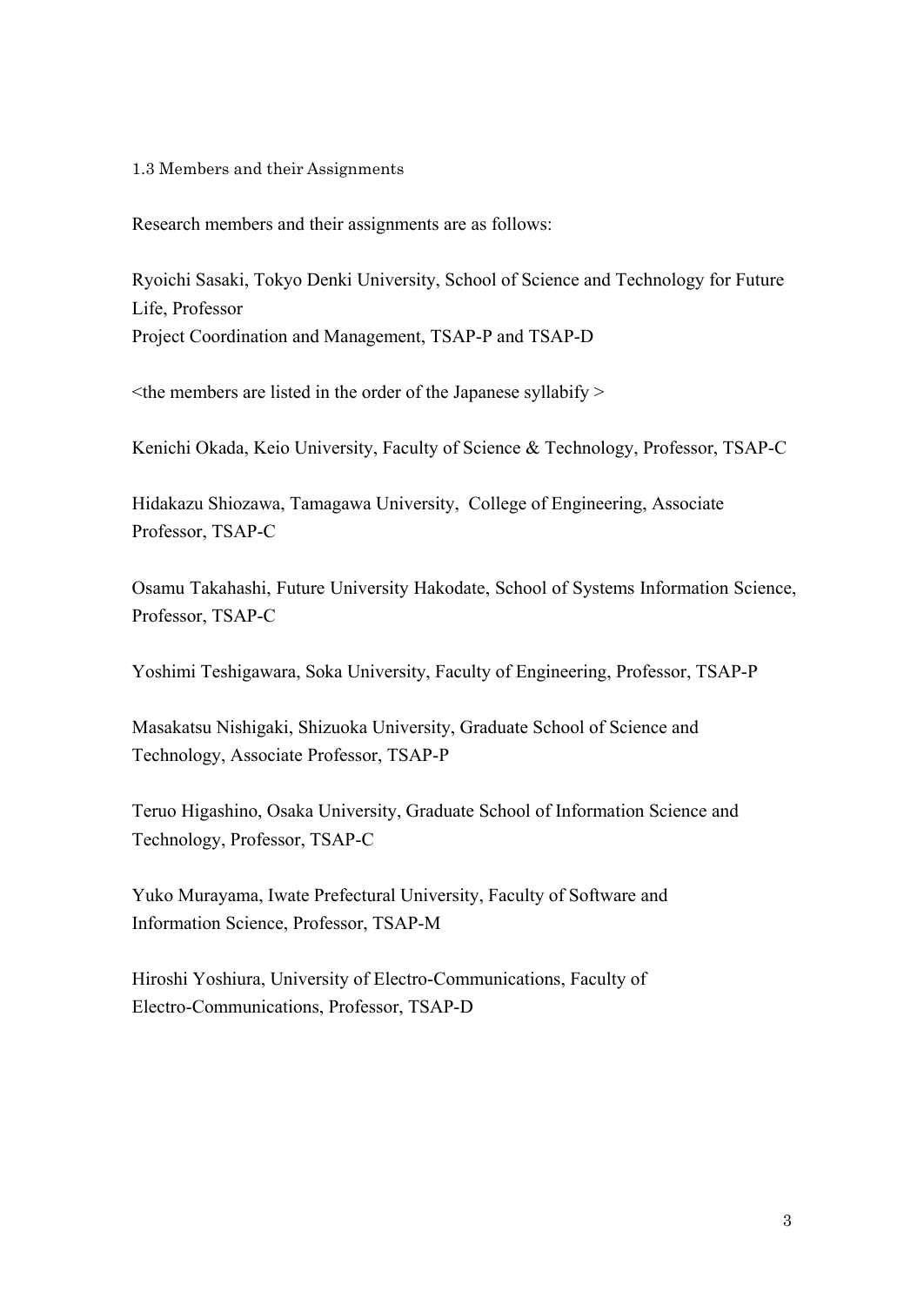### 1.3 Members and their Assignments

Research members and their assignments are as follows:

Ryoichi Sasaki, Tokyo Denki University, School of Science and Technology for Future Life, Professor
Project Coordination and Management, TSAP-P and TSAP-D

<the members are listed in the order of the Japanese syllabify >

Kenichi Okada, Keio University, Faculty of Science & Technology, Professor, TSAP-C

Hidakazu Shiozawa, Tamagawa University, College of Engineering, Associate Professor, TSAP-C

Osamu Takahashi, Future University Hakodate, School of Systems Information Science, Professor, TSAP-C

Yoshimi Teshigawara, Soka University, Faculty of Engineering, Professor, TSAP-P

Masakatsu Nishigaki, Shizuoka University, Graduate School of Science and Technology, Associate Professor, TSAP-P

Teruo Higashino, Osaka University, Graduate School of Information Science and Technology, Professor, TSAP-C

Yuko Murayama, Iwate Prefectural University, Faculty of Software and Information Science, Professor, TSAP-M

Hiroshi Yoshiura, University of Electro-Communications, Faculty of Electro-Communications, Professor, TSAP-D